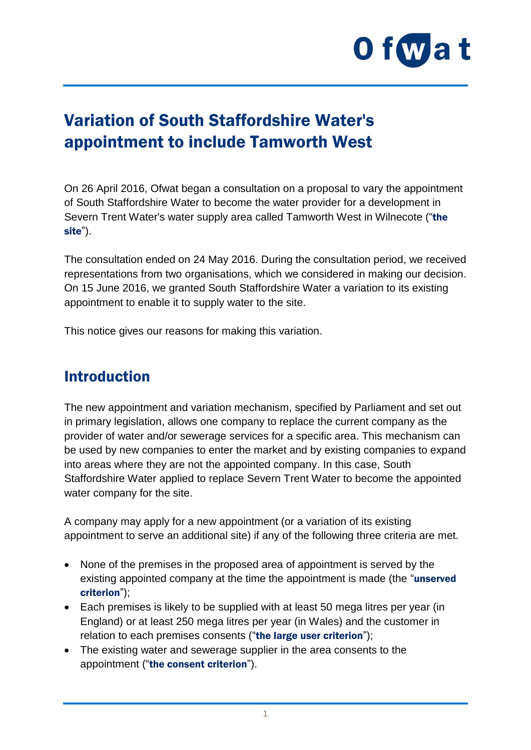# Variation of South Staffordshire Water's appointment to include Tamworth West

On 26 April 2016, Ofwat began a consultation on a proposal to vary the appointment of South Staffordshire Water to become the water provider for a development in Severn Trent Water's water supply area called Tamworth West in Wilnecote ("**the site**").

The consultation ended on 24 May 2016. During the consultation period, we received representations from two organisations, which we considered in making our decision. On 15 June 2016, we granted South Staffordshire Water a variation to its existing appointment to enable it to supply water to the site.

This notice gives our reasons for making this variation.

## Introduction

The new appointment and variation mechanism, specified by Parliament and set out in primary legislation, allows one company to replace the current company as the provider of water and/or sewerage services for a specific area. This mechanism can be used by new companies to enter the market and by existing companies to expand into areas where they are not the appointed company. In this case, South Staffordshire Water applied to replace Severn Trent Water to become the appointed water company for the site.

A company may apply for a new appointment (or a variation of its existing appointment to serve an additional site) if any of the following three criteria are met.

- None of the premises in the proposed area of appointment is served by the existing appointed company at the time the appointment is made (the "**unserved criterion**");
- Each premises is likely to be supplied with at least 50 mega litres per year (in England) or at least 250 mega litres per year (in Wales) and the customer in relation to each premises consents ("**the large user criterion**");
- The existing water and sewerage supplier in the area consents to the appointment ("**the consent criterion**").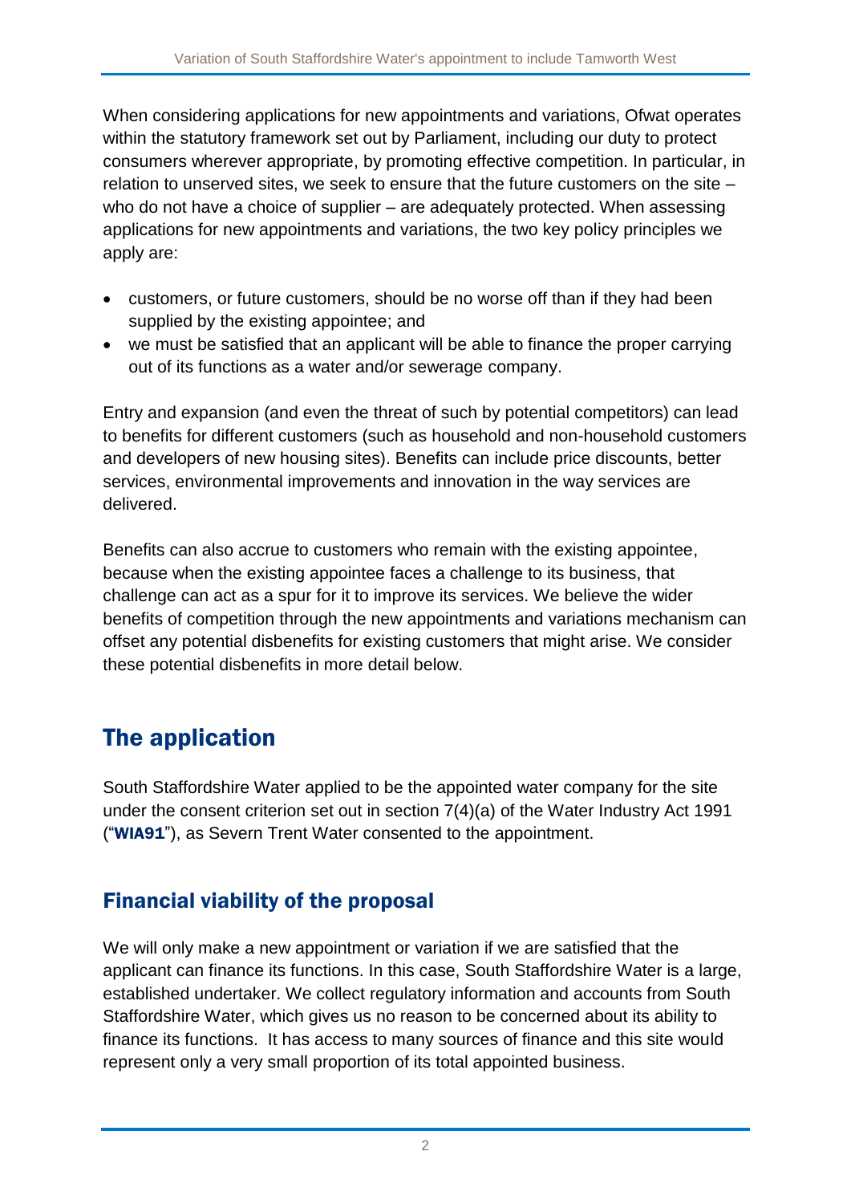When considering applications for new appointments and variations, Ofwat operates within the statutory framework set out by Parliament, including our duty to protect consumers wherever appropriate, by promoting effective competition. In particular, in relation to unserved sites, we seek to ensure that the future customers on the site – who do not have a choice of supplier – are adequately protected. When assessing applications for new appointments and variations, the two key policy principles we apply are:

- customers, or future customers, should be no worse off than if they had been supplied by the existing appointee; and
- we must be satisfied that an applicant will be able to finance the proper carrying out of its functions as a water and/or sewerage company.

Entry and expansion (and even the threat of such by potential competitors) can lead to benefits for different customers (such as household and non-household customers and developers of new housing sites). Benefits can include price discounts, better services, environmental improvements and innovation in the way services are delivered.

Benefits can also accrue to customers who remain with the existing appointee, because when the existing appointee faces a challenge to its business, that challenge can act as a spur for it to improve its services. We believe the wider benefits of competition through the new appointments and variations mechanism can offset any potential disbenefits for existing customers that might arise. We consider these potential disbenefits in more detail below.

# The application

South Staffordshire Water applied to be the appointed water company for the site under the consent criterion set out in section 7(4)(a) of the Water Industry Act 1991 ("**WIA91**"), as Severn Trent Water consented to the appointment.

## Financial viability of the proposal

We will only make a new appointment or variation if we are satisfied that the applicant can finance its functions. In this case, South Staffordshire Water is a large, established undertaker. We collect regulatory information and accounts from South Staffordshire Water, which gives us no reason to be concerned about its ability to finance its functions. It has access to many sources of finance and this site would represent only a very small proportion of its total appointed business.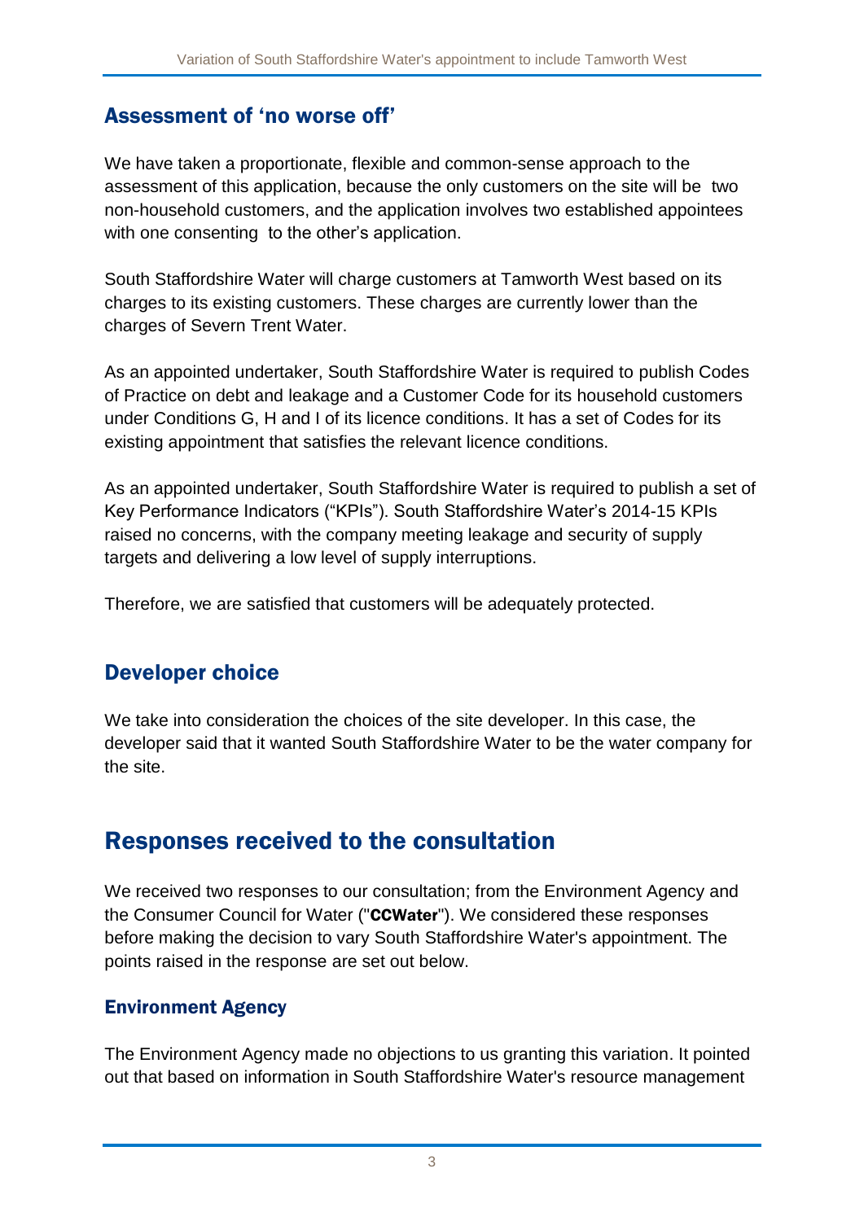## Assessment of 'no worse off'

We have taken a proportionate, flexible and common-sense approach to the assessment of this application, because the only customers on the site will be two non-household customers, and the application involves two established appointees with one consenting to the other's application.

South Staffordshire Water will charge customers at Tamworth West based on its charges to its existing customers. These charges are currently lower than the charges of Severn Trent Water.

As an appointed undertaker, South Staffordshire Water is required to publish Codes of Practice on debt and leakage and a Customer Code for its household customers under Conditions G, H and I of its licence conditions. It has a set of Codes for its existing appointment that satisfies the relevant licence conditions.

As an appointed undertaker, South Staffordshire Water is required to publish a set of Key Performance Indicators ("KPIs"). South Staffordshire Water's 2014-15 KPIs raised no concerns, with the company meeting leakage and security of supply targets and delivering a low level of supply interruptions.

Therefore, we are satisfied that customers will be adequately protected.

## Developer choice

We take into consideration the choices of the site developer. In this case, the developer said that it wanted South Staffordshire Water to be the water company for the site.

# Responses received to the consultation

We received two responses to our consultation; from the Environment Agency and the Consumer Council for Water ("**CCWater**"). We considered these responses before making the decision to vary South Staffordshire Water's appointment. The points raised in the response are set out below.

### Environment Agency

The Environment Agency made no objections to us granting this variation. It pointed out that based on information in South Staffordshire Water's resource management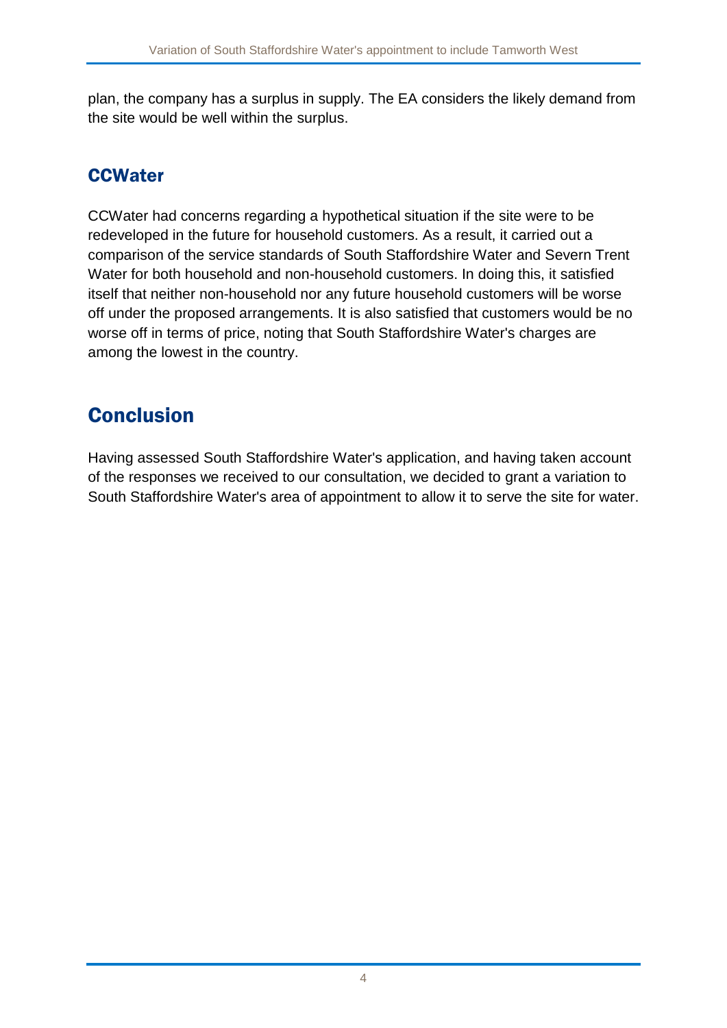plan, the company has a surplus in supply. The EA considers the likely demand from the site would be well within the surplus.

### CCWater

CCWater had concerns regarding a hypothetical situation if the site were to be redeveloped in the future for household customers. As a result, it carried out a comparison of the service standards of South Staffordshire Water and Severn Trent Water for both household and non-household customers. In doing this, it satisfied itself that neither non-household nor any future household customers will be worse off under the proposed arrangements. It is also satisfied that customers would be no worse off in terms of price, noting that South Staffordshire Water's charges are among the lowest in the country.

## Conclusion

Having assessed South Staffordshire Water's application, and having taken account of the responses we received to our consultation, we decided to grant a variation to South Staffordshire Water's area of appointment to allow it to serve the site for water.